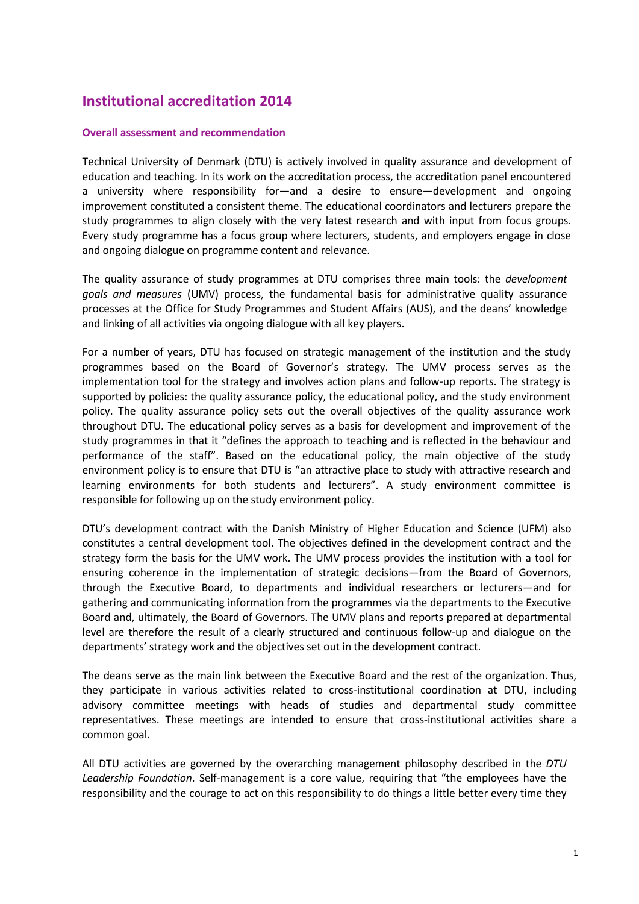# Institutional accreditation 2014

### Overall assessment and recommendation

Technical University of Denmark (DTU) is actively involved in quality assurance and development of education and teaching. In its work on the accreditation process, the accreditation panel encountered a university where responsibility for—and a desire to ensure—development and ongoing improvement constituted a consistent theme. The educational coordinators and lecturers prepare the study programmes to align closely with the very latest research and with input from focus groups. Every study programme has a focus group where lecturers, students, and employers engage in close and ongoing dialogue on programme content and relevance.

The quality assurance of study programmes at DTU comprises three main tools: the *development goals and measures* (UMV) process, the fundamental basis for administrative quality assurance processes at the Office for Study Programmes and Student Affairs (AUS), and the deans' knowledge and linking of all activities via ongoing dialogue with all key players.

For a number of years, DTU has focused on strategic management of the institution and the study programmes based on the Board of Governor's strategy. The UMV process serves as the implementation tool for the strategy and involves action plans and follow-up reports. The strategy is supported by policies: the quality assurance policy, the educational policy, and the study environment policy. The quality assurance policy sets out the overall objectives of the quality assurance work throughout DTU. The educational policy serves as a basis for development and improvement of the study programmes in that it "defines the approach to teaching and is reflected in the behaviour and performance of the staff". Based on the educational policy, the main objective of the study environment policy is to ensure that DTU is "an attractive place to study with attractive research and learning environments for both students and lecturers". A study environment committee is responsible for following up on the study environment policy.

DTU's development contract with the Danish Ministry of Higher Education and Science (UFM) also constitutes a central development tool. The objectives defined in the development contract and the strategy form the basis for the UMV work. The UMV process provides the institution with a tool for ensuring coherence in the implementation of strategic decisions—from the Board of Governors, through the Executive Board, to departments and individual researchers or lecturers—and for gathering and communicating information from the programmes via the departments to the Executive Board and, ultimately, the Board of Governors. The UMV plans and reports prepared at departmental level are therefore the result of a clearly structured and continuous follow-up and dialogue on the departments' strategy work and the objectives set out in the development contract.

The deans serve as the main link between the Executive Board and the rest of the organization. Thus, they participate in various activities related to cross-institutional coordination at DTU, including advisory committee meetings with heads of studies and departmental study committee representatives. These meetings are intended to ensure that cross-institutional activities share a common goal.

All DTU activities are governed by the overarching management philosophy described in the *DTU Leadership Foundation*. Self-management is a core value, requiring that "the employees have the responsibility and the courage to act on this responsibility to do things a little better every time they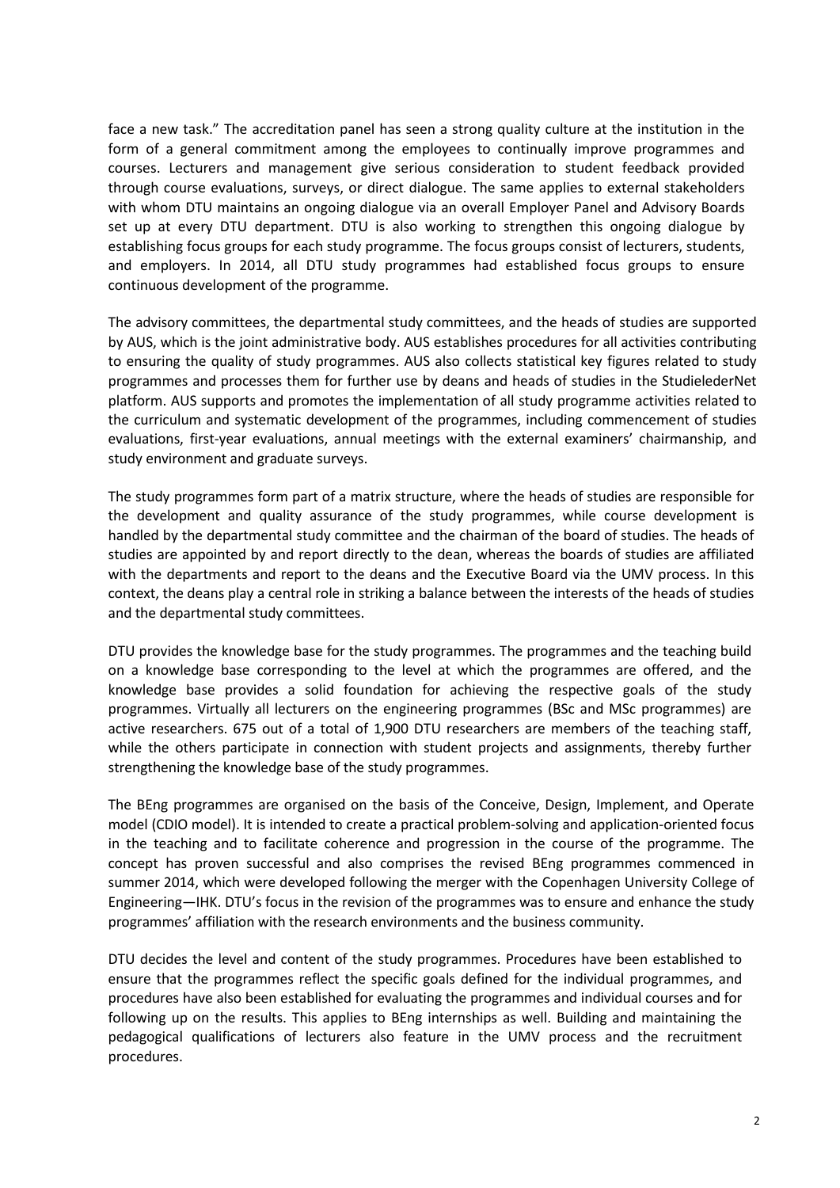face a new task." The accreditation panel has seen a strong quality culture at the institution in the form of a general commitment among the employees to continually improve programmes and courses. Lecturers and management give serious consideration to student feedback provided through course evaluations, surveys, or direct dialogue. The same applies to external stakeholders with whom DTU maintains an ongoing dialogue via an overall Employer Panel and Advisory Boards set up at every DTU department. DTU is also working to strengthen this ongoing dialogue by establishing focus groups for each study programme. The focus groups consist of lecturers, students, and employers. In 2014, all DTU study programmes had established focus groups to ensure continuous development of the programme.

The advisory committees, the departmental study committees, and the heads of studies are supported by AUS, which is the joint administrative body. AUS establishes procedures for all activities contributing to ensuring the quality of study programmes. AUS also collects statistical key figures related to study programmes and processes them for further use by deans and heads of studies in the StudielederNet platform. AUS supports and promotes the implementation of all study programme activities related to the curriculum and systematic development of the programmes, including commencement of studies evaluations, first-year evaluations, annual meetings with the external examiners' chairmanship, and study environment and graduate surveys.

The study programmes form part of a matrix structure, where the heads of studies are responsible for the development and quality assurance of the study programmes, while course development is handled by the departmental study committee and the chairman of the board of studies. The heads of studies are appointed by and report directly to the dean, whereas the boards of studies are affiliated with the departments and report to the deans and the Executive Board via the UMV process. In this context, the deans play a central role in striking a balance between the interests of the heads of studies and the departmental study committees.

DTU provides the knowledge base for the study programmes. The programmes and the teaching build on a knowledge base corresponding to the level at which the programmes are offered, and the knowledge base provides a solid foundation for achieving the respective goals of the study programmes. Virtually all lecturers on the engineering programmes (BSc and MSc programmes) are active researchers. 675 out of a total of 1,900 DTU researchers are members of the teaching staff, while the others participate in connection with student projects and assignments, thereby further strengthening the knowledge base of the study programmes.

The BEng programmes are organised on the basis of the Conceive, Design, Implement, and Operate model (CDIO model). It is intended to create a practical problem-solving and application-oriented focus in the teaching and to facilitate coherence and progression in the course of the programme. The concept has proven successful and also comprises the revised BEng programmes commenced in summer 2014, which were developed following the merger with the Copenhagen University College of Engineering—IHK. DTU's focus in the revision of the programmes was to ensure and enhance the study programmes' affiliation with the research environments and the business community.

DTU decides the level and content of the study programmes. Procedures have been established to ensure that the programmes reflect the specific goals defined for the individual programmes, and procedures have also been established for evaluating the programmes and individual courses and for following up on the results. This applies to BEng internships as well. Building and maintaining the pedagogical qualifications of lecturers also feature in the UMV process and the recruitment procedures.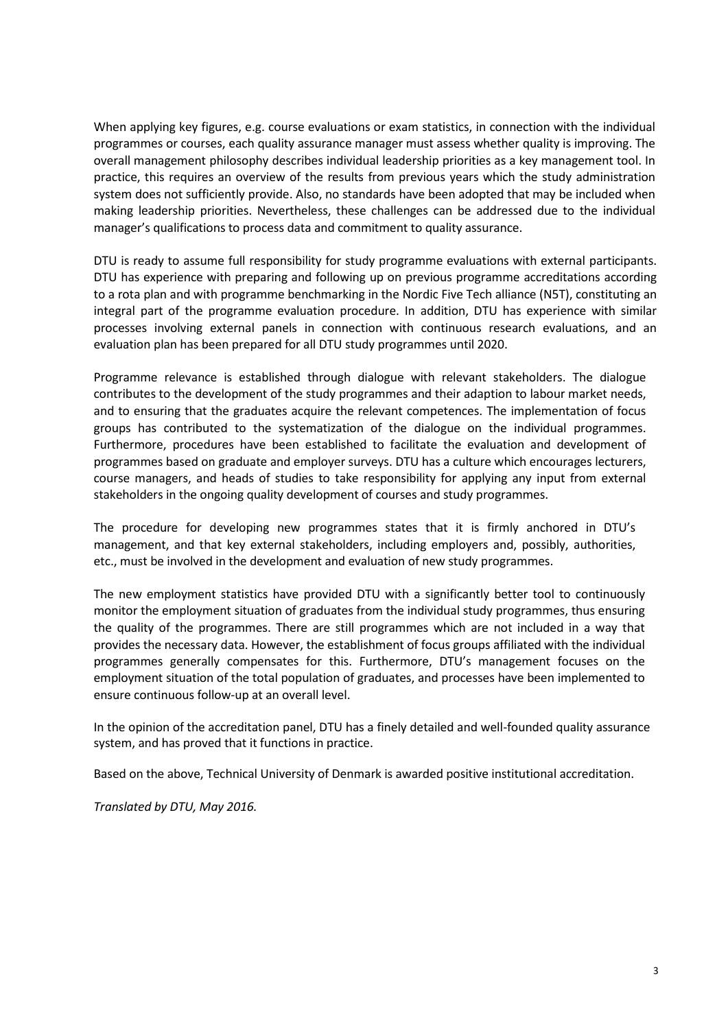When applying key figures, e.g. course evaluations or exam statistics, in connection with the individual programmes or courses, each quality assurance manager must assess whether quality is improving. The overall management philosophy describes individual leadership priorities as a key management tool. In practice, this requires an overview of the results from previous years which the study administration system does not sufficiently provide. Also, no standards have been adopted that may be included when making leadership priorities. Nevertheless, these challenges can be addressed due to the individual manager's qualifications to process data and commitment to quality assurance.

DTU is ready to assume full responsibility for study programme evaluations with external participants. DTU has experience with preparing and following up on previous programme accreditations according to a rota plan and with programme benchmarking in the Nordic Five Tech alliance (N5T), constituting an integral part of the programme evaluation procedure. In addition, DTU has experience with similar processes involving external panels in connection with continuous research evaluations, and an evaluation plan has been prepared for all DTU study programmes until 2020.

Programme relevance is established through dialogue with relevant stakeholders. The dialogue contributes to the development of the study programmes and their adaption to labour market needs, and to ensuring that the graduates acquire the relevant competences. The implementation of focus groups has contributed to the systematization of the dialogue on the individual programmes. Furthermore, procedures have been established to facilitate the evaluation and development of programmes based on graduate and employer surveys. DTU has a culture which encourages lecturers, course managers, and heads of studies to take responsibility for applying any input from external stakeholders in the ongoing quality development of courses and study programmes.

The procedure for developing new programmes states that it is firmly anchored in DTU's management, and that key external stakeholders, including employers and, possibly, authorities, etc., must be involved in the development and evaluation of new study programmes.

The new employment statistics have provided DTU with a significantly better tool to continuously monitor the employment situation of graduates from the individual study programmes, thus ensuring the quality of the programmes. There are still programmes which are not included in a way that provides the necessary data. However, the establishment of focus groups affiliated with the individual programmes generally compensates for this. Furthermore, DTU's management focuses on the employment situation of the total population of graduates, and processes have been implemented to ensure continuous follow-up at an overall level.

In the opinion of the accreditation panel, DTU has a finely detailed and well-founded quality assurance system, and has proved that it functions in practice.

Based on the above, Technical University of Denmark is awarded positive institutional accreditation.

*Translated by DTU, May 2016.*